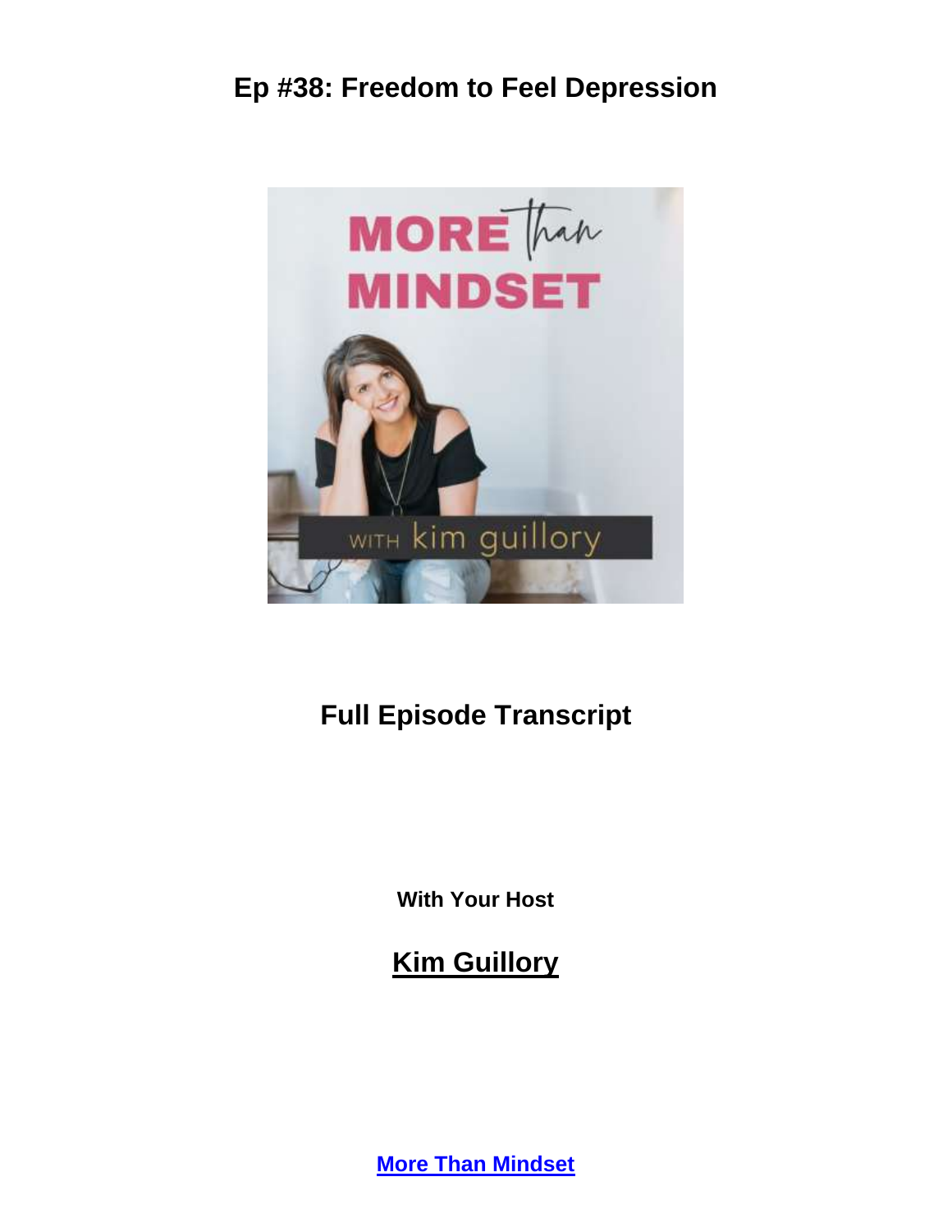# Ep #38: Freedom to Feel Depression

## Full Episode Transcript

**With Your Host**

## Kim Guillory

**More Than Mindset**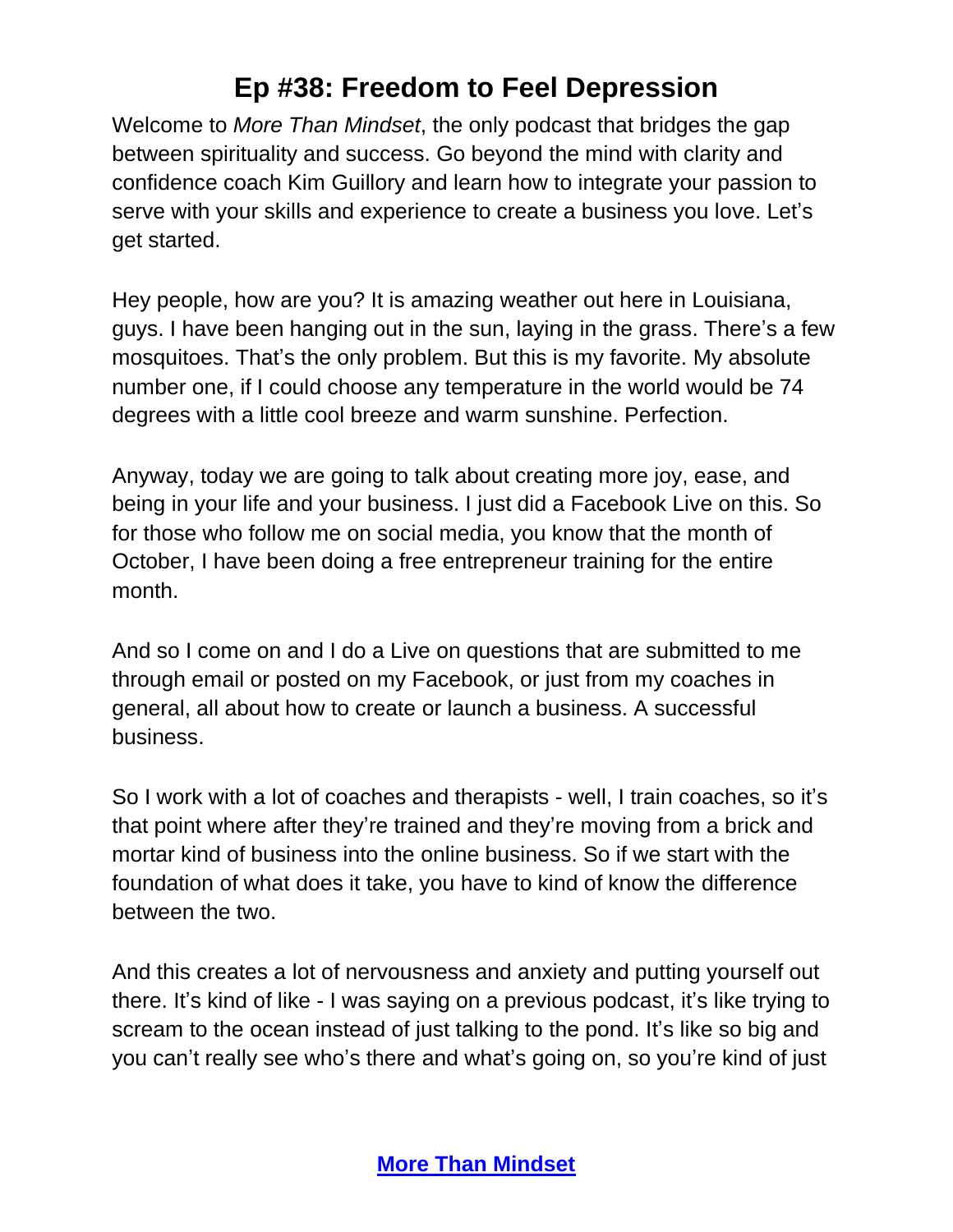# Ep #38: Freedom to Feel Depression

Welcome to *More Than Mindset*, the only podcast that bridges the gap between spirituality and success. Go beyond the mind with clarity and confidence coach Kim Guillory and learn how to integrate your passion to serve with your skills and experience to create a business you love. Let's get started.

Hey people, how are you? It is amazing weather out here in Louisiana, guys. I have been hanging out in the sun, laying in the grass. There's a few mosquitoes. That's the only problem. But this is my favorite. My absolute number one, if I could choose any temperature in the world would be 74 degrees with a little cool breeze and warm sunshine. Perfection.

Anyway, today we are going to talk about creating more joy, ease, and being in your life and your business. I just did a Facebook Live on this. So for those who follow me on social media, you know that the month of October, I have been doing a free entrepreneur training for the entire month.

And so I come on and I do a Live on questions that are submitted to me through email or posted on my Facebook, or just from my coaches in general, all about how to create or launch a business. A successful business.

So I work with a lot of coaches and therapists - well, I train coaches, so it's that point where after they're trained and they're moving from a brick and mortar kind of business into the online business. So if we start with the foundation of what does it take, you have to kind of know the difference between the two.

And this creates a lot of nervousness and anxiety and putting yourself out there. It's kind of like - I was saying on a previous podcast, it's like trying to scream to the ocean instead of just talking to the pond. It's like so big and you can't really see who's there and what's going on, so you're kind of just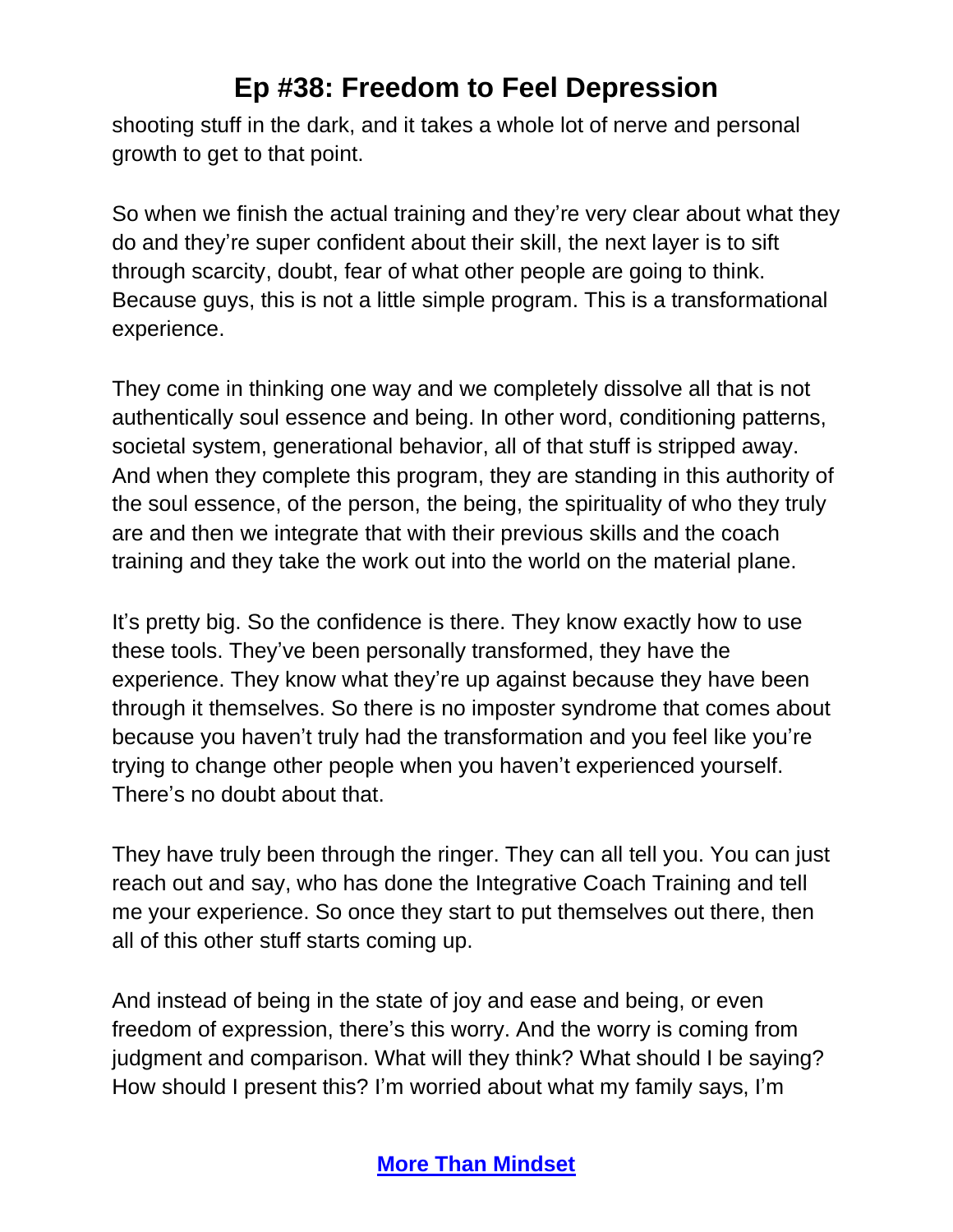shooting stuff in the dark, and it takes a whole lot of nerve and personal growth to get to that point.

So when we finish the actual training and they're very clear about what they do and they're super confident about their skill, the next layer is to sift through scarcity, doubt, fear of what other people are going to think. Because guys, this is not a little simple program. This is a transformational experience.

They come in thinking one way and we completely dissolve all that is not authentically soul essence and being. In other word, conditioning patterns, societal system, generational behavior, all of that stuff is stripped away. And when they complete this program, they are standing in this authority of the soul essence, of the person, the being, the spirituality of who they truly are and then we integrate that with their previous skills and the coach training and they take the work out into the world on the material plane.

It's pretty big. So the confidence is there. They know exactly how to use these tools. They've been personally transformed, they have the experience. They know what they're up against because they have been through it themselves. So there is no imposter syndrome that comes about because you haven't truly had the transformation and you feel like you're trying to change other people when you haven't experienced yourself. There's no doubt about that.

They have truly been through the ringer. They can all tell you. You can just reach out and say, who has done the Integrative Coach Training and tell me your experience. So once they start to put themselves out there, then all of this other stuff starts coming up.

And instead of being in the state of joy and ease and being, or even freedom of expression, there's this worry. And the worry is coming from judgment and comparison. What will they think? What should I be saying? How should I present this? I'm worried about what my family says, I'm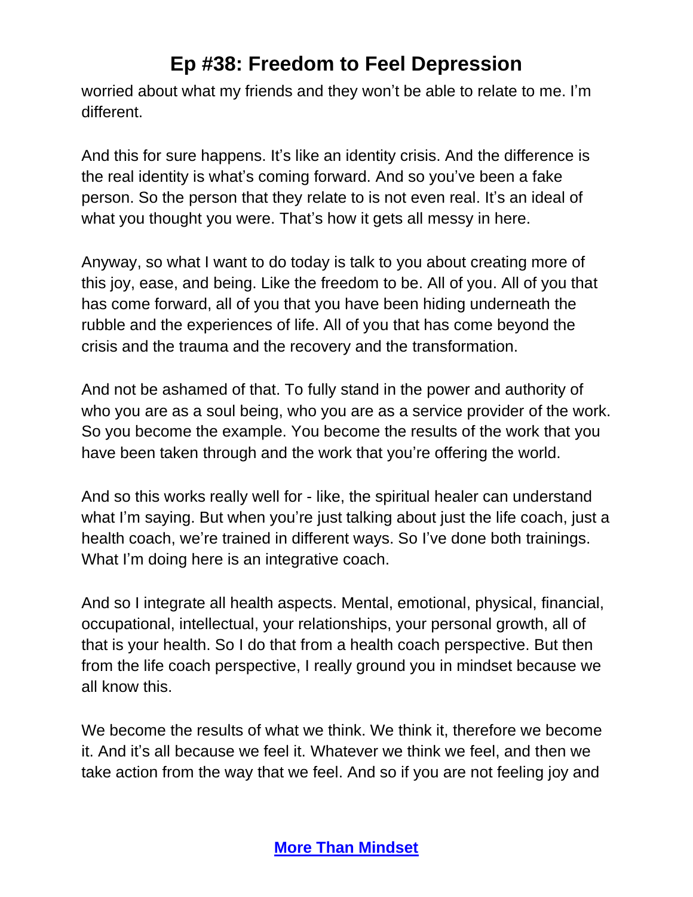worried about what my friends and they won't be able to relate to me. I'm different.

And this for sure happens. It's like an identity crisis. And the difference is the real identity is what's coming forward. And so you've been a fake person. So the person that they relate to is not even real. It's an ideal of what you thought you were. That's how it gets all messy in here.

Anyway, so what I want to do today is talk to you about creating more of this joy, ease, and being. Like the freedom to be. All of you. All of you that has come forward, all of you that you have been hiding underneath the rubble and the experiences of life. All of you that has come beyond the crisis and the trauma and the recovery and the transformation.

And not be ashamed of that. To fully stand in the power and authority of who you are as a soul being, who you are as a service provider of the work. So you become the example. You become the results of the work that you have been taken through and the work that you're offering the world.

And so this works really well for - like, the spiritual healer can understand what I'm saying. But when you're just talking about just the life coach, just a health coach, we're trained in different ways. So I've done both trainings. What I'm doing here is an integrative coach.

And so I integrate all health aspects. Mental, emotional, physical, financial, occupational, intellectual, your relationships, your personal growth, all of that is your health. So I do that from a health coach perspective. But then from the life coach perspective, I really ground you in mindset because we all know this.

We become the results of what we think. We think it, therefore we become it. And it's all because we feel it. Whatever we think we feel, and then we take action from the way that we feel. And so if you are not feeling joy and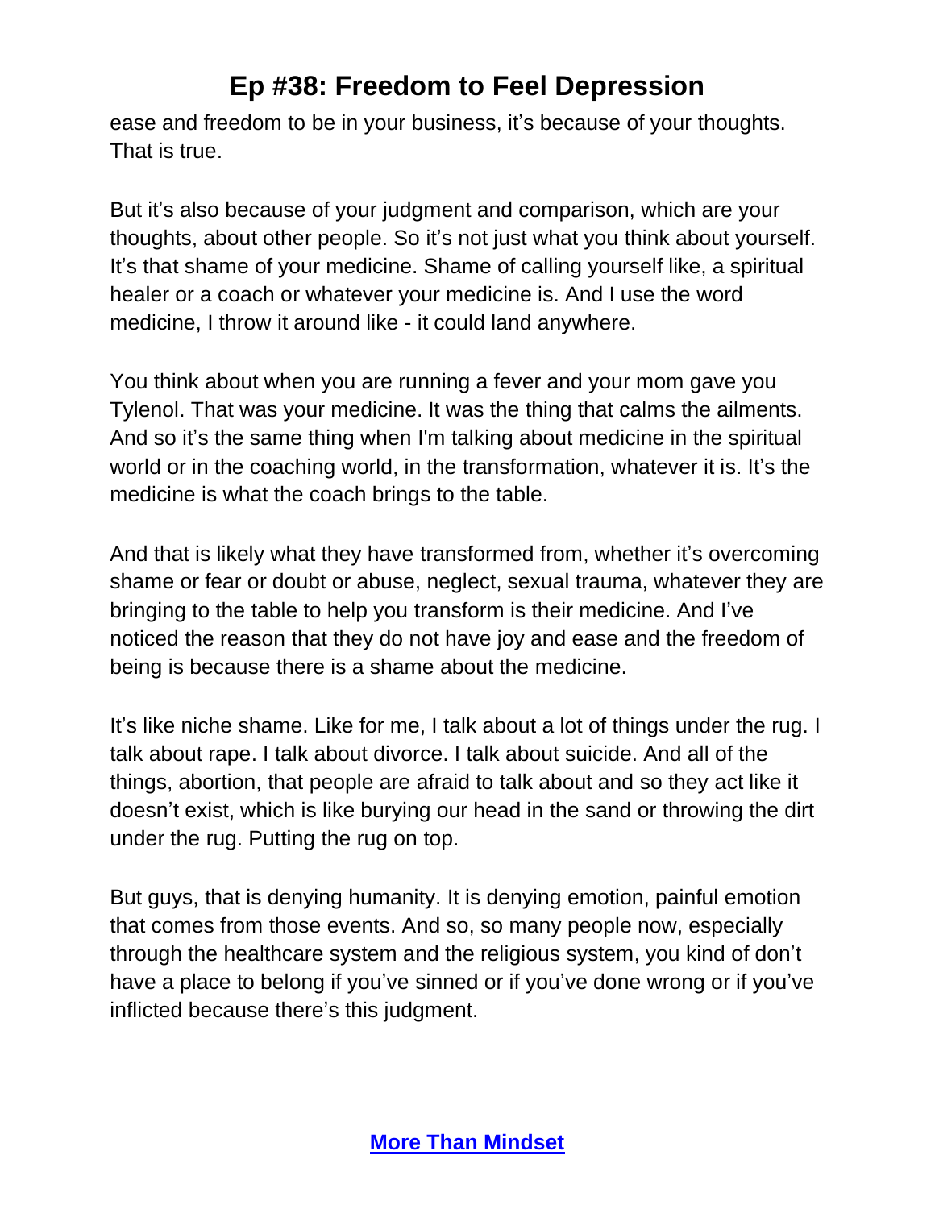ease and freedom to be in your business, it's because of your thoughts. That is true.

But it's also because of your judgment and comparison, which are your thoughts, about other people. So it's not just what you think about yourself. It's that shame of your medicine. Shame of calling yourself like, a spiritual healer or a coach or whatever your medicine is. And I use the word medicine, I throw it around like - it could land anywhere.

You think about when you are running a fever and your mom gave you Tylenol. That was your medicine. It was the thing that calms the ailments. And so it's the same thing when I'm talking about medicine in the spiritual world or in the coaching world, in the transformation, whatever it is. It's the medicine is what the coach brings to the table.

And that is likely what they have transformed from, whether it's overcoming shame or fear or doubt or abuse, neglect, sexual trauma, whatever they are bringing to the table to help you transform is their medicine. And I've noticed the reason that they do not have joy and ease and the freedom of being is because there is a shame about the medicine.

It's like niche shame. Like for me, I talk about a lot of things under the rug. I talk about rape. I talk about divorce. I talk about suicide. And all of the things, abortion, that people are afraid to talk about and so they act like it doesn't exist, which is like burying our head in the sand or throwing the dirt under the rug. Putting the rug on top.

But guys, that is denying humanity. It is denying emotion, painful emotion that comes from those events. And so, so many people now, especially through the healthcare system and the religious system, you kind of don't have a place to belong if you've sinned or if you've done wrong or if you've inflicted because there's this judgment.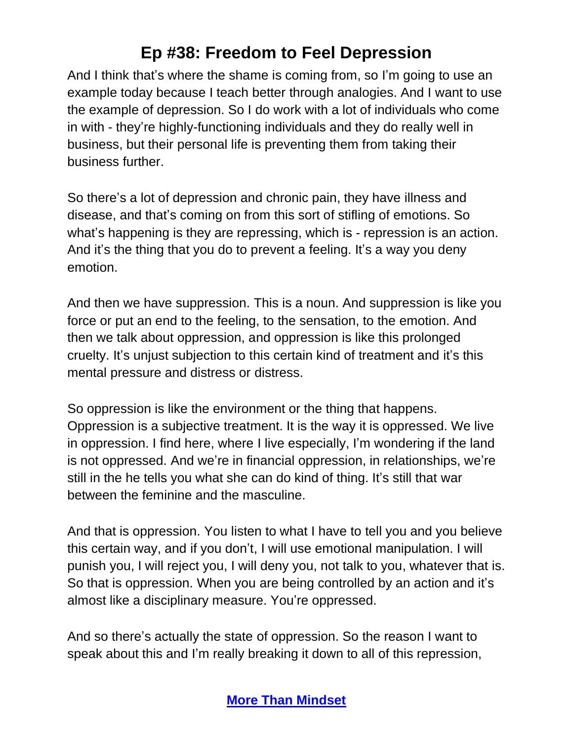And I think that's where the shame is coming from, so I'm going to use an example today because I teach better through analogies. And I want to use the example of depression. So I do work with a lot of individuals who come in with - they're highly-functioning individuals and they do really well in business, but their personal life is preventing them from taking their business further.

So there's a lot of depression and chronic pain, they have illness and disease, and that's coming on from this sort of stifling of emotions. So what's happening is they are repressing, which is - repression is an action. And it's the thing that you do to prevent a feeling. It's a way you deny emotion.

And then we have suppression. This is a noun. And suppression is like you force or put an end to the feeling, to the sensation, to the emotion. And then we talk about oppression, and oppression is like this prolonged cruelty. It's unjust subjection to this certain kind of treatment and it's this mental pressure and distress or distress.

So oppression is like the environment or the thing that happens. Oppression is a subjective treatment. It is the way it is oppressed. We live in oppression. I find here, where I live especially, I'm wondering if the land is not oppressed. And we're in financial oppression, in relationships, we're still in the he tells you what she can do kind of thing. It's still that war between the feminine and the masculine.

And that is oppression. You listen to what I have to tell you and you believe this certain way, and if you don't, I will use emotional manipulation. I will punish you, I will reject you, I will deny you, not talk to you, whatever that is. So that is oppression. When you are being controlled by an action and it's almost like a disciplinary measure. You're oppressed.

And so there's actually the state of oppression. So the reason I want to speak about this and I'm really breaking it down to all of this repression,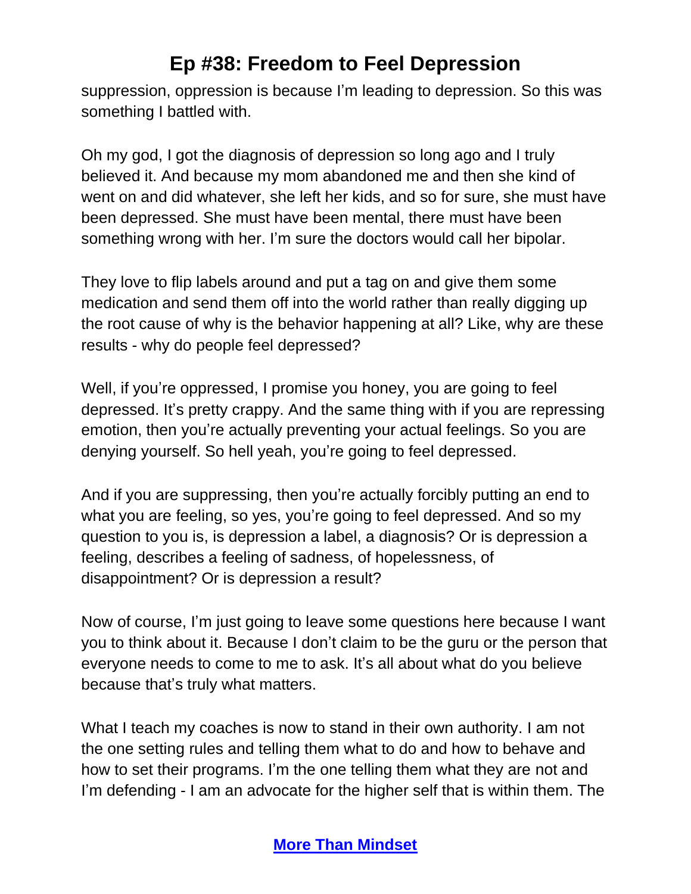suppression, oppression is because I'm leading to depression. So this was something I battled with.

Oh my god, I got the diagnosis of depression so long ago and I truly believed it. And because my mom abandoned me and then she kind of went on and did whatever, she left her kids, and so for sure, she must have been depressed. She must have been mental, there must have been something wrong with her. I'm sure the doctors would call her bipolar.

They love to flip labels around and put a tag on and give them some medication and send them off into the world rather than really digging up the root cause of why is the behavior happening at all? Like, why are these results - why do people feel depressed?

Well, if you're oppressed, I promise you honey, you are going to feel depressed. It's pretty crappy. And the same thing with if you are repressing emotion, then you're actually preventing your actual feelings. So you are denying yourself. So hell yeah, you're going to feel depressed.

And if you are suppressing, then you're actually forcibly putting an end to what you are feeling, so yes, you're going to feel depressed. And so my question to you is, is depression a label, a diagnosis? Or is depression a feeling, describes a feeling of sadness, of hopelessness, of disappointment? Or is depression a result?

Now of course, I'm just going to leave some questions here because I want you to think about it. Because I don't claim to be the guru or the person that everyone needs to come to me to ask. It's all about what do you believe because that's truly what matters.

What I teach my coaches is now to stand in their own authority. I am not the one setting rules and telling them what to do and how to behave and how to set their programs. I'm the one telling them what they are not and I'm defending - I am an advocate for the higher self that is within them. The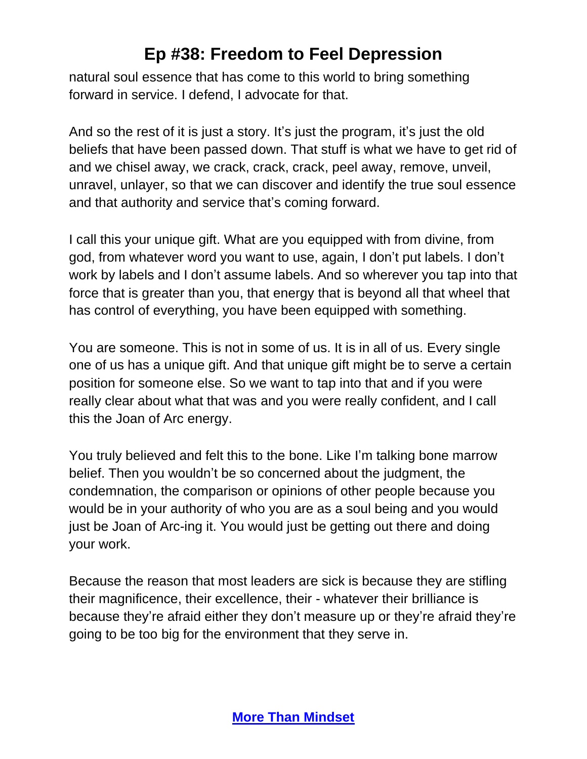natural soul essence that has come to this world to bring something forward in service. I defend, I advocate for that.

And so the rest of it is just a story. It's just the program, it's just the old beliefs that have been passed down. That stuff is what we have to get rid of and we chisel away, we crack, crack, crack, peel away, remove, unveil, unravel, unlayer, so that we can discover and identify the true soul essence and that authority and service that's coming forward.

I call this your unique gift. What are you equipped with from divine, from god, from whatever word you want to use, again, I don't put labels. I don't work by labels and I don't assume labels. And so wherever you tap into that force that is greater than you, that energy that is beyond all that wheel that has control of everything, you have been equipped with something.

You are someone. This is not in some of us. It is in all of us. Every single one of us has a unique gift. And that unique gift might be to serve a certain position for someone else. So we want to tap into that and if you were really clear about what that was and you were really confident, and I call this the Joan of Arc energy.

You truly believed and felt this to the bone. Like I'm talking bone marrow belief. Then you wouldn't be so concerned about the judgment, the condemnation, the comparison or opinions of other people because you would be in your authority of who you are as a soul being and you would just be Joan of Arc-ing it. You would just be getting out there and doing your work.

Because the reason that most leaders are sick is because they are stifling their magnificence, their excellence, their - whatever their brilliance is because they're afraid either they don't measure up or they're afraid they're going to be too big for the environment that they serve in.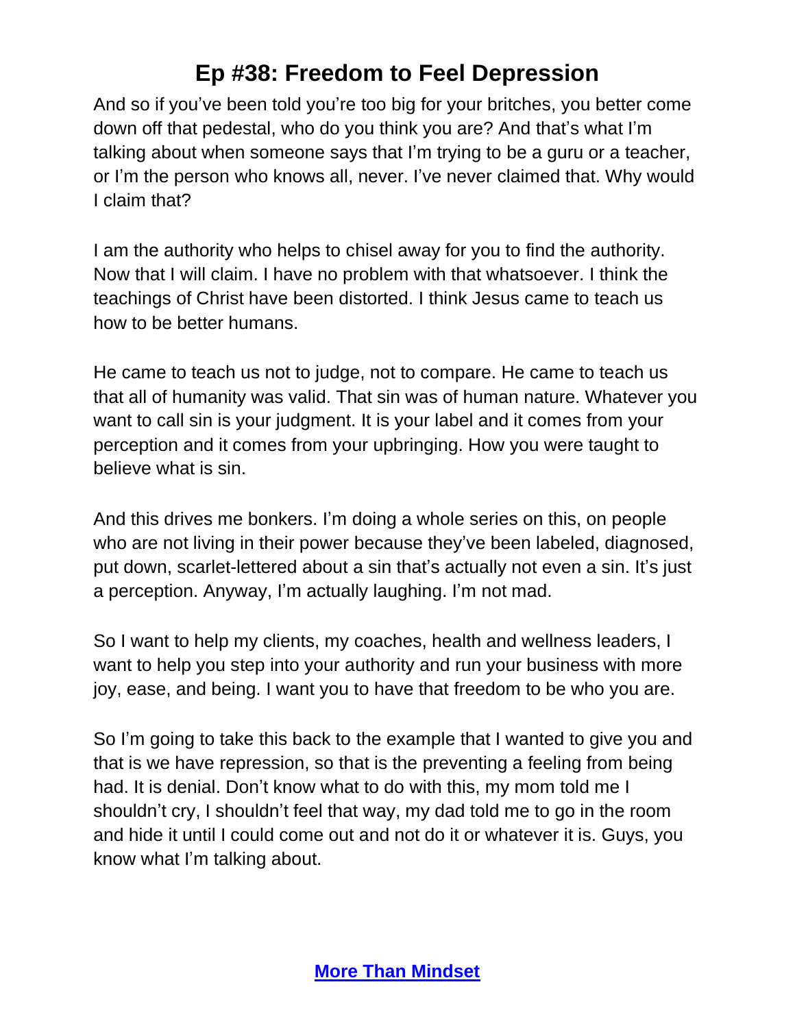And so if you've been told you're too big for your britches, you better come down off that pedestal, who do you think you are? And that's what I'm talking about when someone says that I'm trying to be a guru or a teacher, or I'm the person who knows all, never. I've never claimed that. Why would I claim that?

I am the authority who helps to chisel away for you to find the authority. Now that I will claim. I have no problem with that whatsoever. I think the teachings of Christ have been distorted. I think Jesus came to teach us how to be better humans.

He came to teach us not to judge, not to compare. He came to teach us that all of humanity was valid. That sin was of human nature. Whatever you want to call sin is your judgment. It is your label and it comes from your perception and it comes from your upbringing. How you were taught to believe what is sin.

And this drives me bonkers. I'm doing a whole series on this, on people who are not living in their power because they've been labeled, diagnosed, put down, scarlet-lettered about a sin that's actually not even a sin. It's just a perception. Anyway, I'm actually laughing. I'm not mad.

So I want to help my clients, my coaches, health and wellness leaders, I want to help you step into your authority and run your business with more joy, ease, and being. I want you to have that freedom to be who you are.

So I'm going to take this back to the example that I wanted to give you and that is we have repression, so that is the preventing a feeling from being had. It is denial. Don't know what to do with this, my mom told me I shouldn't cry, I shouldn't feel that way, my dad told me to go in the room and hide it until I could come out and not do it or whatever it is. Guys, you know what I'm talking about.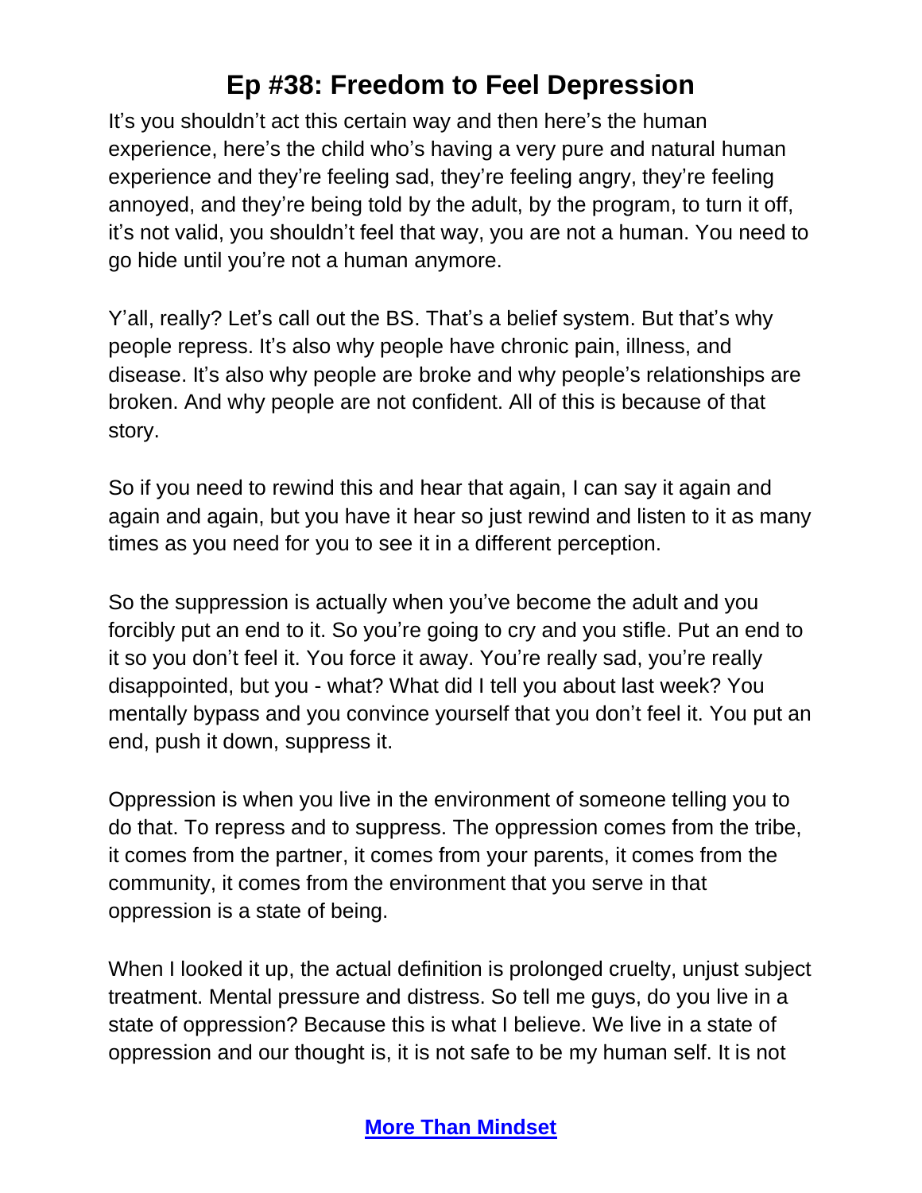It's you shouldn't act this certain way and then here's the human experience, here's the child who's having a very pure and natural human experience and they're feeling sad, they're feeling angry, they're feeling annoyed, and they're being told by the adult, by the program, to turn it off, it's not valid, you shouldn't feel that way, you are not a human. You need to go hide until you're not a human anymore.

Y'all, really? Let's call out the BS. That's a belief system. But that's why people repress. It's also why people have chronic pain, illness, and disease. It's also why people are broke and why people's relationships are broken. And why people are not confident. All of this is because of that story.

So if you need to rewind this and hear that again, I can say it again and again and again, but you have it hear so just rewind and listen to it as many times as you need for you to see it in a different perception.

So the suppression is actually when you've become the adult and you forcibly put an end to it. So you're going to cry and you stifle. Put an end to it so you don't feel it. You force it away. You're really sad, you're really disappointed, but you - what? What did I tell you about last week? You mentally bypass and you convince yourself that you don't feel it. You put an end, push it down, suppress it.

Oppression is when you live in the environment of someone telling you to do that. To repress and to suppress. The oppression comes from the tribe, it comes from the partner, it comes from your parents, it comes from the community, it comes from the environment that you serve in that oppression is a state of being.

When I looked it up, the actual definition is prolonged cruelty, unjust subject treatment. Mental pressure and distress. So tell me guys, do you live in a state of oppression? Because this is what I believe. We live in a state of oppression and our thought is, it is not safe to be my human self. It is not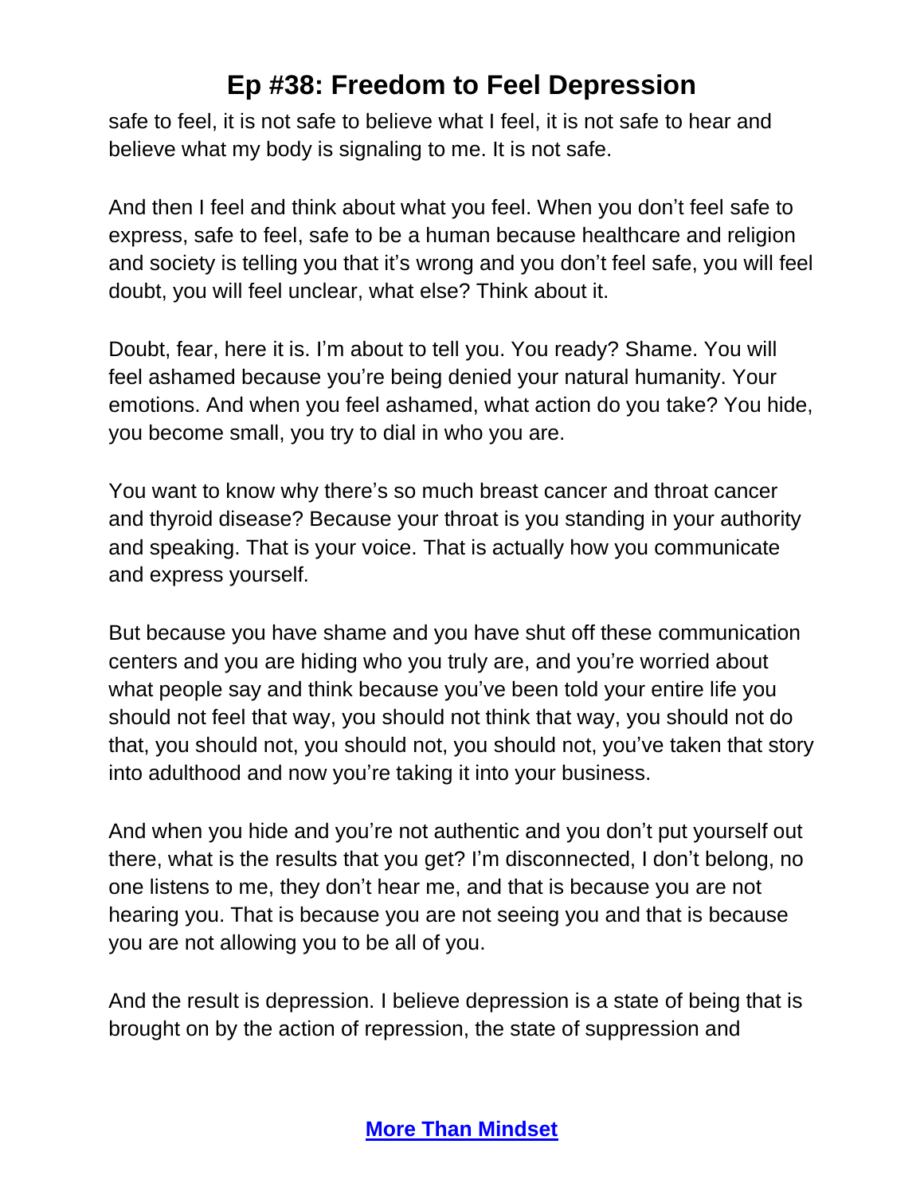safe to feel, it is not safe to believe what I feel, it is not safe to hear and believe what my body is signaling to me. It is not safe.

And then I feel and think about what you feel. When you don't feel safe to express, safe to feel, safe to be a human because healthcare and religion and society is telling you that it's wrong and you don't feel safe, you will feel doubt, you will feel unclear, what else? Think about it.

Doubt, fear, here it is. I'm about to tell you. You ready? Shame. You will feel ashamed because you're being denied your natural humanity. Your emotions. And when you feel ashamed, what action do you take? You hide, you become small, you try to dial in who you are.

You want to know why there's so much breast cancer and throat cancer and thyroid disease? Because your throat is you standing in your authority and speaking. That is your voice. That is actually how you communicate and express yourself.

But because you have shame and you have shut off these communication centers and you are hiding who you truly are, and you're worried about what people say and think because you've been told your entire life you should not feel that way, you should not think that way, you should not do that, you should not, you should not, you should not, you've taken that story into adulthood and now you're taking it into your business.

And when you hide and you're not authentic and you don't put yourself out there, what is the results that you get? I'm disconnected, I don't belong, no one listens to me, they don't hear me, and that is because you are not hearing you. That is because you are not seeing you and that is because you are not allowing you to be all of you.

And the result is depression. I believe depression is a state of being that is brought on by the action of repression, the state of suppression and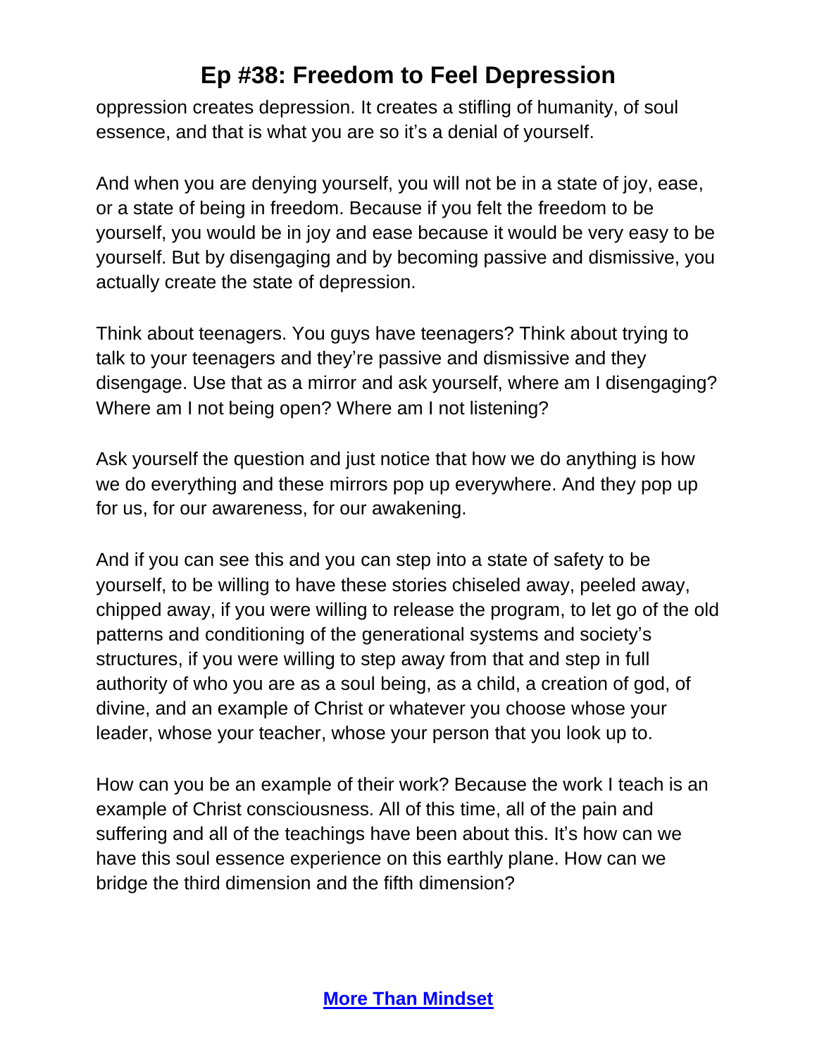oppression creates depression. It creates a stifling of humanity, of soul essence, and that is what you are so it's a denial of yourself.

And when you are denying yourself, you will not be in a state of joy, ease, or a state of being in freedom. Because if you felt the freedom to be yourself, you would be in joy and ease because it would be very easy to be yourself. But by disengaging and by becoming passive and dismissive, you actually create the state of depression.

Think about teenagers. You guys have teenagers? Think about trying to talk to your teenagers and they're passive and dismissive and they disengage. Use that as a mirror and ask yourself, where am I disengaging? Where am I not being open? Where am I not listening?

Ask yourself the question and just notice that how we do anything is how we do everything and these mirrors pop up everywhere. And they pop up for us, for our awareness, for our awakening.

And if you can see this and you can step into a state of safety to be yourself, to be willing to have these stories chiseled away, peeled away, chipped away, if you were willing to release the program, to let go of the old patterns and conditioning of the generational systems and society's structures, if you were willing to step away from that and step in full authority of who you are as a soul being, as a child, a creation of god, of divine, and an example of Christ or whatever you choose whose your leader, whose your teacher, whose your person that you look up to.

How can you be an example of their work? Because the work I teach is an example of Christ consciousness. All of this time, all of the pain and suffering and all of the teachings have been about this. It's how can we have this soul essence experience on this earthly plane. How can we bridge the third dimension and the fifth dimension?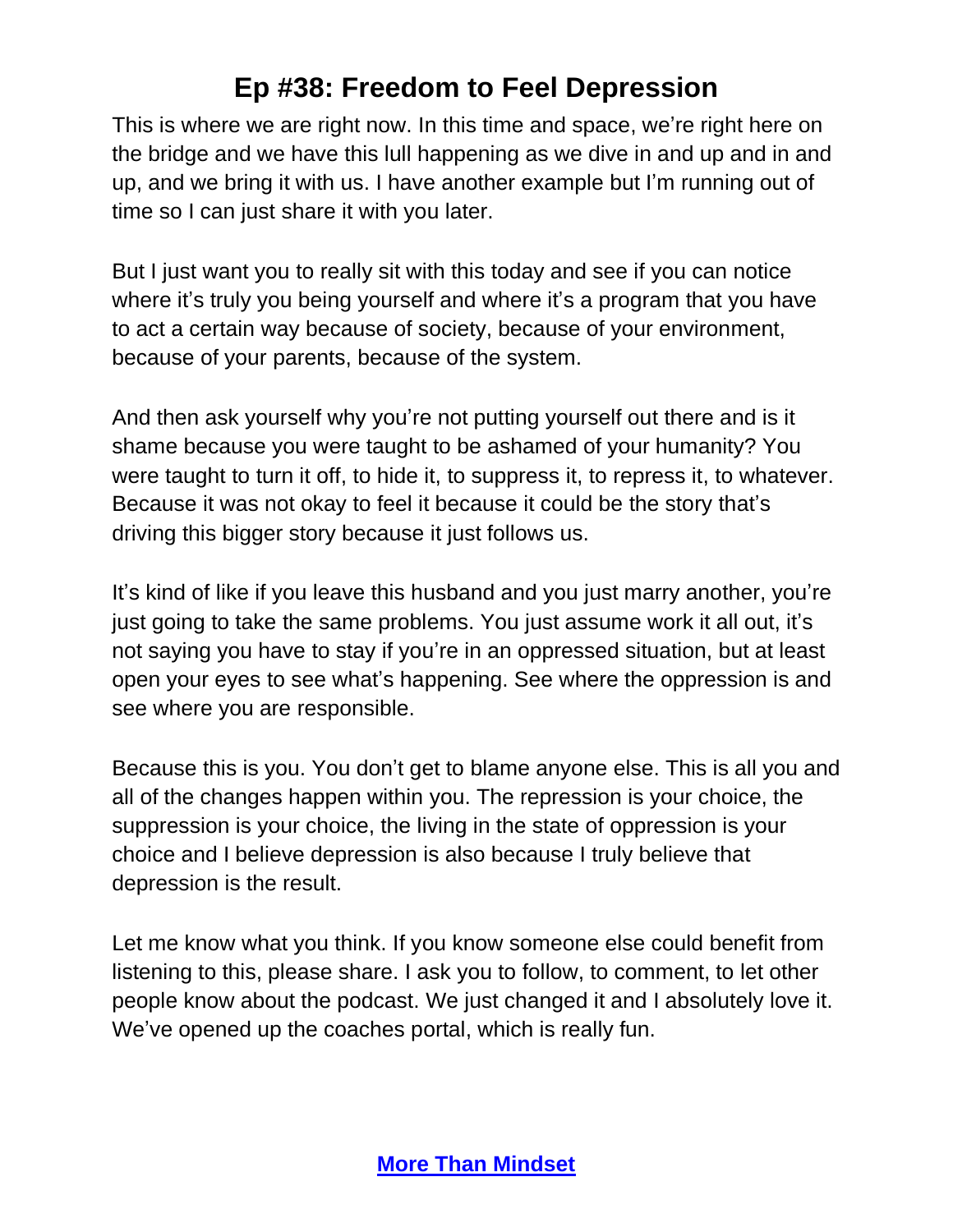This is where we are right now. In this time and space, we're right here on the bridge and we have this lull happening as we dive in and up and in and up, and we bring it with us. I have another example but I'm running out of time so I can just share it with you later.

But I just want you to really sit with this today and see if you can notice where it's truly you being yourself and where it's a program that you have to act a certain way because of society, because of your environment, because of your parents, because of the system.

And then ask yourself why you're not putting yourself out there and is it shame because you were taught to be ashamed of your humanity? You were taught to turn it off, to hide it, to suppress it, to repress it, to whatever. Because it was not okay to feel it because it could be the story that's driving this bigger story because it just follows us.

It's kind of like if you leave this husband and you just marry another, you're just going to take the same problems. You just assume work it all out, it's not saying you have to stay if you're in an oppressed situation, but at least open your eyes to see what's happening. See where the oppression is and see where you are responsible.

Because this is you. You don't get to blame anyone else. This is all you and all of the changes happen within you. The repression is your choice, the suppression is your choice, the living in the state of oppression is your choice and I believe depression is also because I truly believe that depression is the result.

Let me know what you think. If you know someone else could benefit from listening to this, please share. I ask you to follow, to comment, to let other people know about the podcast. We just changed it and I absolutely love it. We've opened up the coaches portal, which is really fun.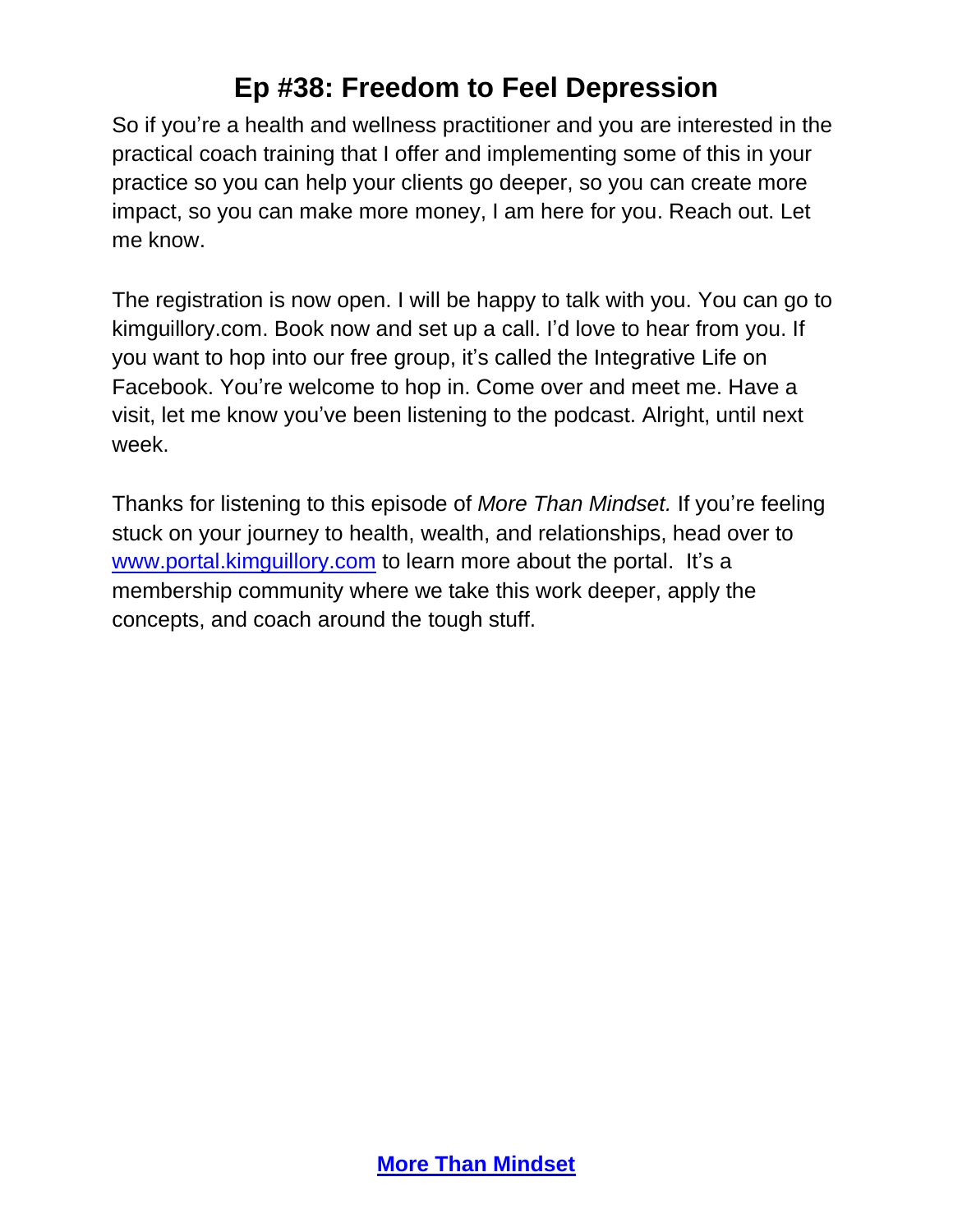So if you're a health and wellness practitioner and you are interested in the practical coach training that I offer and implementing some of this in your practice so you can help your clients go deeper, so you can create more impact, so you can make more money, I am here for you. Reach out. Let me know.

The registration is now open. I will be happy to talk with you. You can go to kimguillory.com. Book now and set up a call. I'd love to hear from you. If you want to hop into our free group, it's called the Integrative Life on Facebook. You're welcome to hop in. Come over and meet me. Have a visit, let me know you've been listening to the podcast. Alright, until next week.

Thanks for listening to this episode of *More Than Mindset.* If you're feeling stuck on your journey to health, wealth, and relationships, head over to [www.portal.kimguillory.com](http://www.portal.kimguillory.com) to learn more about the portal. It's a membership community where we take this work deeper, apply the concepts, and coach around the tough stuff.